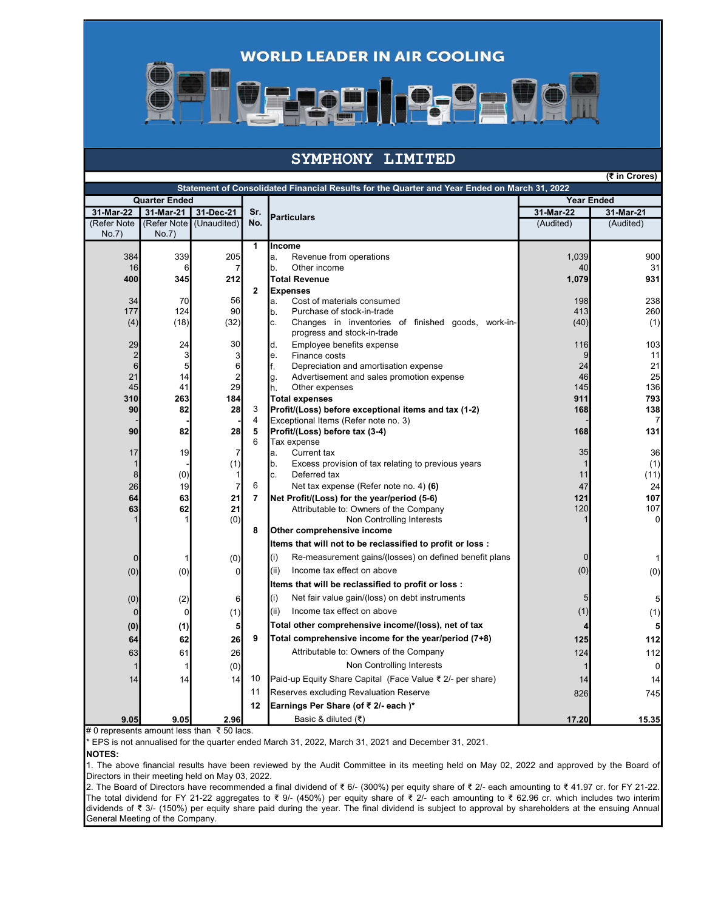WORLD LEADER IN AIR COOLING

# SYMPHONY LIMITED

(₹ in Crores)

## Statement of Consolidated Financial Results for the Quarter and Year Ended on March 31, 2022

| Quarter Ended | | | Sr. No. | Particulars | Year Ended | |
|---|---|---|---|---|---|---|
| 31-Mar-22 | 31-Mar-21 | 31-Dec-21 | | | 31-Mar-22 | 31-Mar-21 |
| (Refer Note No.7) | (Refer Note No.7) | (Unaudited) | | | (Audited) | (Audited) |
| | | | 1 | **Income** | | |
| 384 | 339 | 205 | | a. Revenue from operations | 1,039 | 900 |
| 16 | 6 | 7 | | b. Other income | 40 | 31 |
| **400** | **345** | **212** | | **Total Revenue** | **1,079** | **931** |
| | | | 2 | **Expenses** | | |
| 34 | 70 | 56 | | a. Cost of materials consumed | 198 | 238 |
| 177 | 124 | 90 | | b. Purchase of stock-in-trade | 413 | 260 |
| (4) | (18) | (32) | | c. Changes in inventories of finished goods, work-in-progress and stock-in-trade | (40) | (1) |
| 29 | 24 | 30 | | d. Employee benefits expense | 116 | 103 |
| 2 | 3 | 3 | | e. Finance costs | 9 | 11 |
| 6 | 5 | 6 | | f. Depreciation and amortisation expense | 24 | 21 |
| 21 | 14 | 2 | | g. Advertisement and sales promotion expense | 46 | 25 |
| 45 | 41 | 29 | | h. Other expenses | 145 | 136 |
| **310** | **263** | **184** | | **Total expenses** | **911** | **793** |
| **90** | **82** | **28** | 3 | **Profit/(Loss) before exceptional items and tax (1-2)** | **168** | **138** |
| - | - | - | 4 | Exceptional Items (Refer note no. 3) | - | 7 |
| **90** | **82** | **28** | **5** | **Profit/(Loss) before tax (3-4)** | **168** | **131** |
| | | | 6 | Tax expense | | |
| 17 | 19 | 7 | | a. Current tax | 35 | 36 |
| 1 | - | (1) | | b. Excess provision of tax relating to previous years | 1 | (1) |
| 8 | (0) | 1 | | c. Deferred tax | 11 | (11) |
| 26 | 19 | 7 | 6 | Net tax expense (Refer note no. 4) **(6)** | 47 | 24 |
| **64** | **63** | **21** | **7** | **Net Profit/(Loss) for the year/period (5-6)** | **121** | **107** |
| **63** | **62** | **21** | | Attributable to: Owners of the Company | 120 | 107 |
| 1 | 1 | (0) | | Non Controlling Interests | 1 | 0 |
| | | | 8 | **Other comprehensive income** | | |
| | | | | **Items that will not to be reclassified to profit or loss :** | | |
| 0 | 1 | (0) | | (i) Re-measurement gains/(losses) on defined benefit plans | 0 | 1 |
| (0) | (0) | 0 | | (ii) Income tax effect on above | (0) | (0) |
| | | | | **Items that will be reclassified to profit or loss :** | | |
| (0) | (2) | 6 | | (i) Net fair value gain/(loss) on debt instruments | 5 | 5 |
| 0 | 0 | (1) | | (ii) Income tax effect on above | (1) | (1) |
| **(0)** | **(1)** | **5** | | **Total other comprehensive income/(loss), net of tax** | **4** | **5** |
| **64** | **62** | **26** | 9 | **Total comprehensive income for the year/period (7+8)** | **125** | **112** |
| 63 | 61 | 26 | | Attributable to: Owners of the Company | 124 | 112 |
| 1 | 1 | (0) | | Non Controlling Interests | 1 | 0 |
| 14 | 14 | 14 | 10 | Paid-up Equity Share Capital (Face Value ₹ 2/- per share) | 14 | 14 |
| | | | 11 | Reserves excluding Revaluation Reserve | 826 | 745 |
| | | | 12 | **Earnings Per Share (of ₹ 2/- each )*** | | |
| **9.05** | **9.05** | **2.96** | | Basic & diluted (₹) | **17.20** | **15.35** |

# 0 represents amount less than ₹ 50 lacs.

* EPS is not annualised for the quarter ended March 31, 2022, March 31, 2021 and December 31, 2021.

**NOTES:**

1. The above financial results have been reviewed by the Audit Committee in its meeting held on May 02, 2022 and approved by the Board of Directors in their meeting held on May 03, 2022.

2. The Board of Directors have recommended a final dividend of ₹ 6/- (300%) per equity share of ₹ 2/- each amounting to ₹ 41.97 cr. for FY 21-22. The total dividend for FY 21-22 aggregates to ₹ 9/- (450%) per equity share of ₹ 2/- each amounting to ₹ 62.96 cr. which includes two interim dividends of ₹ 3/- (150%) per equity share paid during the year. The final dividend is subject to approval by shareholders at the ensuing Annual General Meeting of the Company.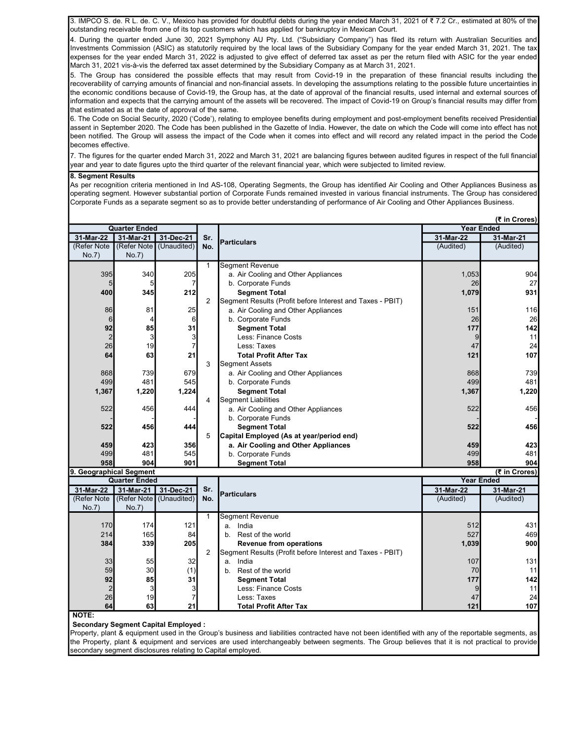3. IMPCO S. de. R L. de. C. V., Mexico has provided for doubtful debts during the year ended March 31, 2021 of ₹ 7.2 Cr., estimated at 80% of the outstanding receivable from one of its top customers which has applied for bankruptcy in Mexican Court.

4. During the quarter ended June 30, 2021 Symphony AU Pty. Ltd. ("Subsidiary Company") has filed its return with Australian Securities and Investments Commission (ASIC) as statutorily required by the local laws of the Subsidiary Company for the year ended March 31, 2021. The tax expenses for the year ended March 31, 2022 is adjusted to give effect of deferred tax asset as per the return filed with ASIC for the year ended March 31, 2021 vis-à-vis the deferred tax asset determined by the Subsidiary Company as at March 31, 2021.

5. The Group has considered the possible effects that may result from Covid-19 in the preparation of these financial results including the recoverability of carrying amounts of financial and non-financial assets. In developing the assumptions relating to the possible future uncertainties in the economic conditions because of Covid-19, the Group has, at the date of approval of the financial results, used internal and external sources of information and expects that the carrying amount of the assets will be recovered. The impact of Covid-19 on Group's financial results may differ from that estimated as at the date of approval of the same.

6. The Code on Social Security, 2020 ('Code'), relating to employee benefits during employment and post-employment benefits received Presidential assent in September 2020. The Code has been published in the Gazette of India. However, the date on which the Code will come into effect has not been notified. The Group will assess the impact of the Code when it comes into effect and will record any related impact in the period the Code becomes effective.

7. The figures for the quarter ended March 31, 2022 and March 31, 2021 are balancing figures between audited figures in respect of the full financial year and year to date figures upto the third quarter of the relevant financial year, which were subjected to limited review.

**8. Segment Results**

As per recognition criteria mentioned in Ind AS-108, Operating Segments, the Group has identified Air Cooling and Other Appliances Business as operating segment. However substantial portion of Corporate Funds remained invested in various financial instruments. The Group has considered Corporate Funds as a separate segment so as to provide better understanding of performance of Air Cooling and Other Appliances Business.

(₹ in Crores)

| Quarter Ended | | | Sr. No. | Particulars | Year Ended | |
|---|---|---|---|---|---|---|
| 31-Mar-22 | 31-Mar-21 | 31-Dec-21 | | | 31-Mar-22 | 31-Mar-21 |
| (Refer Note No.7) | (Refer Note No.7) | (Unaudited) | | | (Audited) | (Audited) |
| | | | 1 | Segment Revenue | | |
| 395 | 340 | 205 | | a. Air Cooling and Other Appliances | 1,053 | 904 |
| 5 | 5 | 7 | | b. Corporate Funds | 26 | 27 |
| **400** | **345** | **212** | | **Segment Total** | **1,079** | **931** |
| | | | 2 | Segment Results (Profit before Interest and Taxes - PBIT) | | |
| 86 | 81 | 25 | | a. Air Cooling and Other Appliances | 151 | 116 |
| 6 | 4 | 6 | | b. Corporate Funds | 26 | 26 |
| **92** | **85** | **31** | | **Segment Total** | **177** | **142** |
| 2 | 3 | 3 | | Less: Finance Costs | 9 | 11 |
| 26 | 19 | 7 | | Less: Taxes | 47 | 24 |
| **64** | **63** | **21** | | **Total Profit After Tax** | **121** | **107** |
| | | | 3 | Segment Assets | | |
| 868 | 739 | 679 | | a. Air Cooling and Other Appliances | 868 | 739 |
| 499 | 481 | 545 | | b. Corporate Funds | 499 | 481 |
| **1,367** | **1,220** | **1,224** | | **Segment Total** | **1,367** | **1,220** |
| | | | 4 | Segment Liabilities | | |
| 522 | 456 | 444 | | a. Air Cooling and Other Appliances | 522 | 456 |
| - | - | - | | b. Corporate Funds | - | - |
| **522** | **456** | **444** | | **Segment Total** | **522** | **456** |
| | | | 5 | **Capital Employed (As at year/period end)** | | |
| **459** | **423** | **356** | | **a. Air Cooling and Other Appliances** | **459** | **423** |
| 499 | 481 | 545 | | b. Corporate Funds | 499 | 481 |
| **958** | **904** | **901** | | **Segment Total** | **958** | **904** |

**9. Geographical Segment**

(₹ in Crores)

| Quarter Ended | | | Sr. No. | Particulars | Year Ended | |
|---|---|---|---|---|---|---|
| 31-Mar-22 | 31-Mar-21 | 31-Dec-21 | | | 31-Mar-22 | 31-Mar-21 |
| (Refer Note No.7) | (Refer Note No.7) | (Unaudited) | | | (Audited) | (Audited) |
| | | | 1 | Segment Revenue | | |
| 170 | 174 | 121 | | a. India | 512 | 431 |
| 214 | 165 | 84 | | b. Rest of the world | 527 | 469 |
| **384** | **339** | **205** | | **Revenue from operations** | **1,039** | **900** |
| | | | 2 | Segment Results (Profit before Interest and Taxes - PBIT) | | |
| 33 | 55 | 32 | | a. India | 107 | 131 |
| 59 | 30 | (1) | | b. Rest of the world | 70 | 11 |
| **92** | **85** | **31** | | **Segment Total** | **177** | **142** |
| 2 | 3 | 3 | | Less: Finance Costs | 9 | 11 |
| 26 | 19 | 7 | | Less: Taxes | 47 | 24 |
| **64** | **63** | **21** | | **Total Profit After Tax** | **121** | **107** |

**NOTE:**

**Secondary Segment Capital Employed :**

Property, plant & equipment used in the Group's business and liabilities contracted have not been identified with any of the reportable segments, as the Property, plant & equipment and services are used interchangeably between segments. The Group believes that it is not practical to provide secondary segment disclosures relating to Capital employed.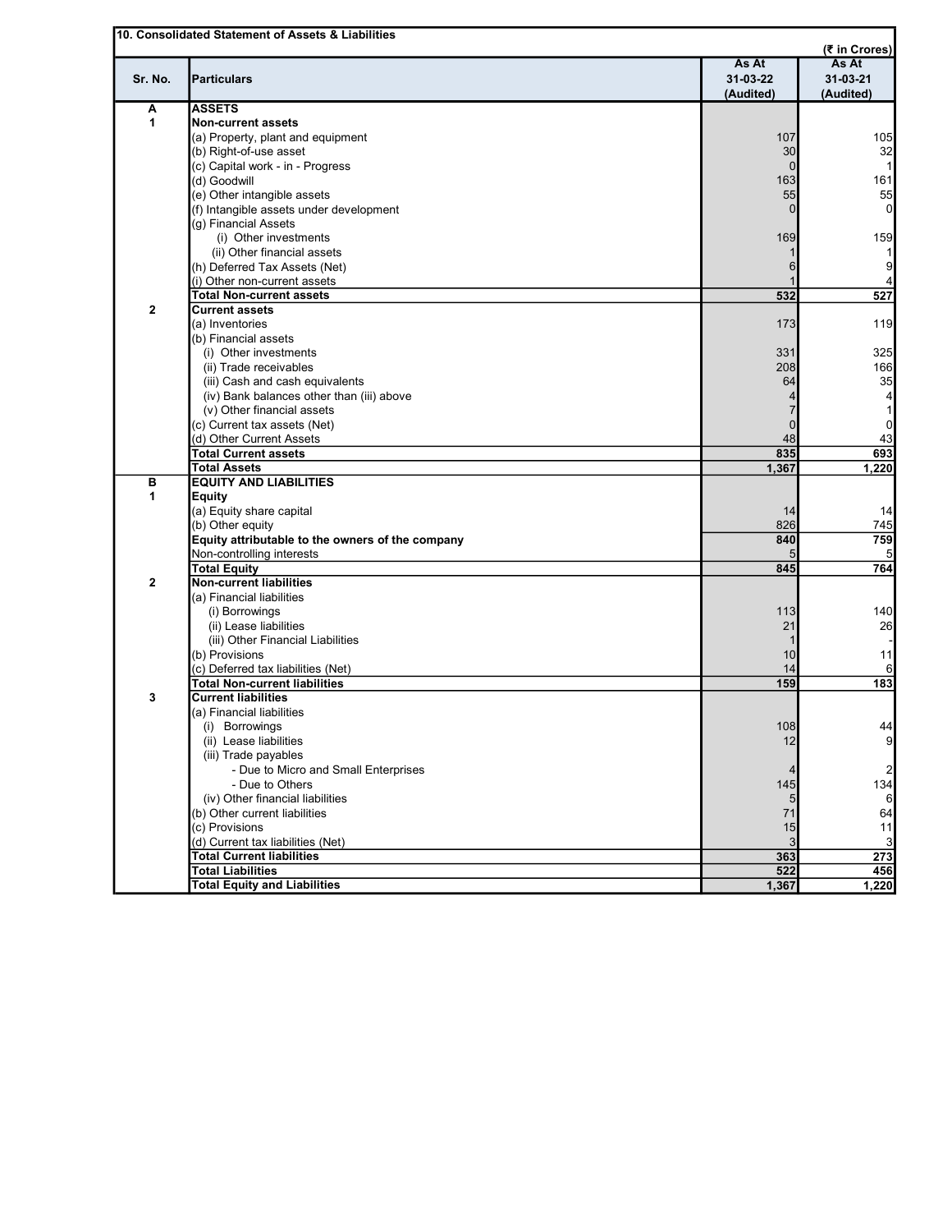## 10. Consolidated Statement of Assets & Liabilities

(₹ in Crores)

| Sr. No. | Particulars | As At 31-03-22 (Audited) | As At 31-03-21 (Audited) |
|---|---|---|---|
| **A** | **ASSETS** | | |
| **1** | **Non-current assets** | | |
| | (a) Property, plant and equipment | 107 | 105 |
| | (b) Right-of-use asset | 30 | 32 |
| | (c) Capital work - in - Progress | 0 | 1 |
| | (d) Goodwill | 163 | 161 |
| | (e) Other intangible assets | 55 | 55 |
| | (f) Intangible assets under development | 0 | 0 |
| | (g) Financial Assets | | |
| | (i) Other investments | 169 | 159 |
| | (ii) Other financial assets | 1 | 1 |
| | (h) Deferred Tax Assets (Net) | 6 | 9 |
| | (i) Other non-current assets | 1 | 4 |
| | **Total Non-current assets** | **532** | **527** |
| **2** | **Current assets** | | |
| | (a) Inventories | 173 | 119 |
| | (b) Financial assets | | |
| | (i) Other investments | 331 | 325 |
| | (ii) Trade receivables | 208 | 166 |
| | (iii) Cash and cash equivalents | 64 | 35 |
| | (iv) Bank balances other than (iii) above | 4 | 4 |
| | (v) Other financial assets | 7 | 1 |
| | (c) Current tax assets (Net) | 0 | 0 |
| | (d) Other Current Assets | 48 | 43 |
| | **Total Current assets** | **835** | **693** |
| | **Total Assets** | **1,367** | **1,220** |
| **B** | **EQUITY AND LIABILITIES** | | |
| **1** | **Equity** | | |
| | (a) Equity share capital | 14 | 14 |
| | (b) Other equity | 826 | 745 |
| | **Equity attributable to the owners of the company** | **840** | **759** |
| | Non-controlling interests | 5 | 5 |
| | **Total Equity** | **845** | **764** |
| **2** | **Non-current liabilities** | | |
| | (a) Financial liabilities | | |
| | (i) Borrowings | 113 | 140 |
| | (ii) Lease liabilities | 21 | 26 |
| | (iii) Other Financial Liabilities | 1 | - |
| | (b) Provisions | 10 | 11 |
| | (c) Deferred tax liabilities (Net) | 14 | 6 |
| | **Total Non-current liabilities** | **159** | **183** |
| **3** | **Current liabilities** | | |
| | (a) Financial liabilities | | |
| | (i) Borrowings | 108 | 44 |
| | (ii) Lease liabilities | 12 | 9 |
| | (iii) Trade payables | | |
| | - Due to Micro and Small Enterprises | 4 | 2 |
| | - Due to Others | 145 | 134 |
| | (iv) Other financial liabilities | 5 | 6 |
| | (b) Other current liabilities | 71 | 64 |
| | (c) Provisions | 15 | 11 |
| | (d) Current tax liabilities (Net) | 3 | 3 |
| | **Total Current liabilities** | **363** | **273** |
| | **Total Liabilities** | **522** | **456** |
| | **Total Equity and Liabilities** | **1,367** | **1,220** |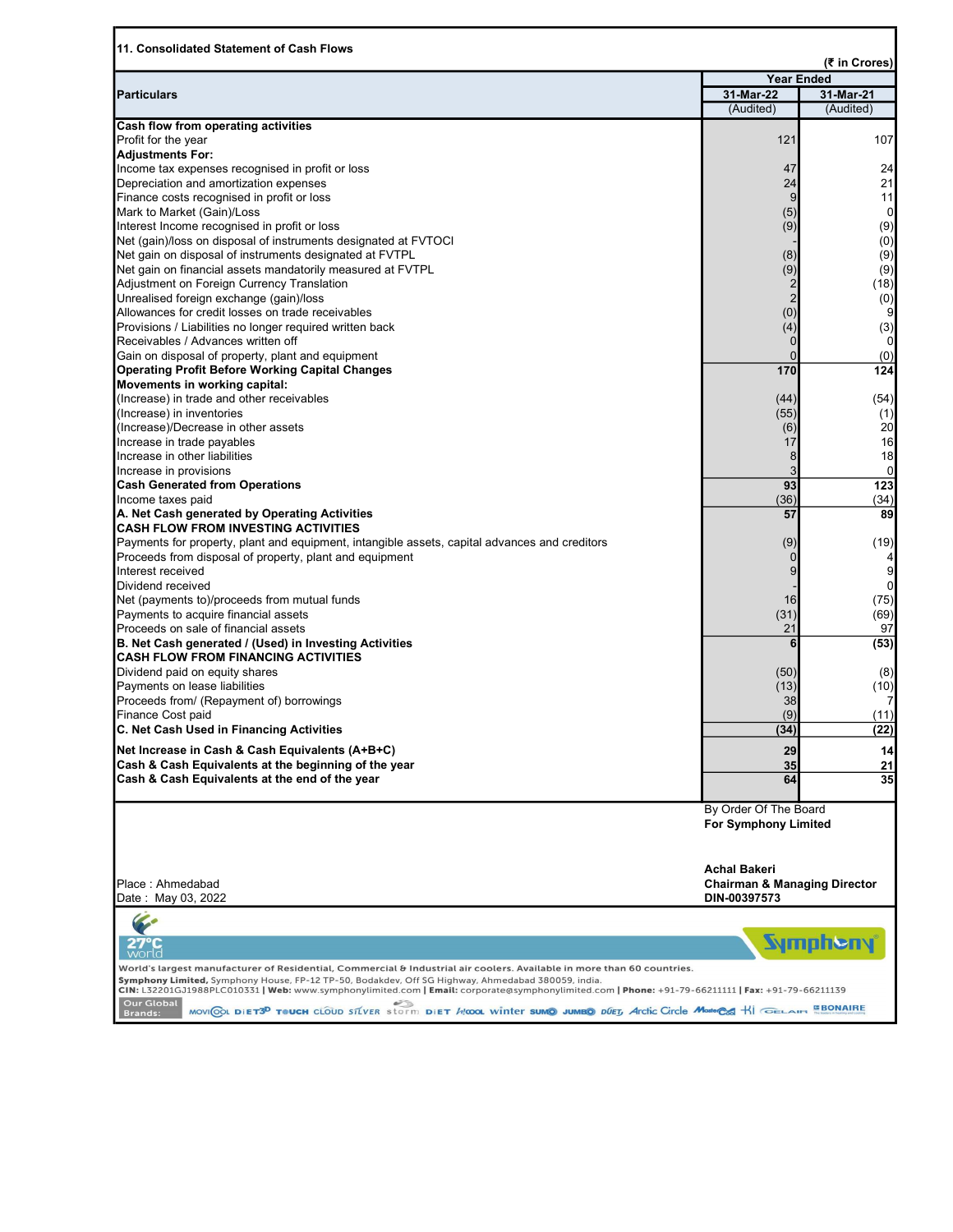## 11. Consolidated Statement of Cash Flows

(₹ in Crores)

| Particulars | Year Ended | |
|---|---|---|
| | 31-Mar-22 | 31-Mar-21 |
| | (Audited) | (Audited) |
| **Cash flow from operating activities** | | |
| Profit for the year | 121 | 107 |
| **Adjustments For:** | | |
| Income tax expenses recognised in profit or loss | 47 | 24 |
| Depreciation and amortization expenses | 24 | 21 |
| Finance costs recognised in profit or loss | 9 | 11 |
| Mark to Market (Gain)/Loss | (5) | 0 |
| Interest Income recognised in profit or loss | (9) | (9) |
| Net (gain)/loss on disposal of instruments designated at FVTOCI | - | (0) |
| Net gain on disposal of instruments designated at FVTPL | (8) | (9) |
| Net gain on financial assets mandatorily measured at FVTPL | (9) | (9) |
| Adjustment on Foreign Currency Translation | 2 | (18) |
| Unrealised foreign exchange (gain)/loss | 2 | (0) |
| Allowances for credit losses on trade receivables | (0) | 9 |
| Provisions / Liabilities no longer required written back | (4) | (3) |
| Receivables / Advances written off | 0 | 0 |
| Gain on disposal of property, plant and equipment | 0 | (0) |
| **Operating Profit Before Working Capital Changes** | **170** | **124** |
| **Movements in working capital:** | | |
| (Increase) in trade and other receivables | (44) | (54) |
| (Increase) in inventories | (55) | (1) |
| (Increase)/Decrease in other assets | (6) | 20 |
| Increase in trade payables | 17 | 16 |
| Increase in other liabilities | 8 | 18 |
| Increase in provisions | 3 | 0 |
| **Cash Generated from Operations** | **93** | **123** |
| Income taxes paid | (36) | (34) |
| **A. Net Cash generated by Operating Activities** | **57** | **89** |
| **CASH FLOW FROM INVESTING ACTIVITIES** | | |
| Payments for property, plant and equipment, intangible assets, capital advances and creditors | (9) | (19) |
| Proceeds from disposal of property, plant and equipment | 0 | 4 |
| Interest received | 9 | 9 |
| Dividend received | - | 0 |
| Net (payments to)/proceeds from mutual funds | 16 | (75) |
| Payments to acquire financial assets | (31) | (69) |
| Proceeds on sale of financial assets | 21 | 97 |
| **B. Net Cash generated / (Used) in Investing Activities** | **6** | **(53)** |
| **CASH FLOW FROM FINANCING ACTIVITIES** | | |
| Dividend paid on equity shares | (50) | (8) |
| Payments on lease liabilities | (13) | (10) |
| Proceeds from/ (Repayment of) borrowings | 38 | 7 |
| Finance Cost paid | (9) | (11) |
| **C. Net Cash Used in Financing Activities** | **(34)** | **(22)** |
| **Net Increase in Cash & Cash Equivalents (A+B+C)** | **29** | **14** |
| **Cash & Cash Equivalents at the beginning of the year** | **35** | **21** |
| **Cash & Cash Equivalents at the end of the year** | **64** | **35** |

By Order Of The Board
**For Symphony Limited**

**Achal Bakeri**
**Chairman & Managing Director**
**DIN-00397573**

Place : Ahmedabad
Date : May 03, 2022

27°C world

Symphony

World's largest manufacturer of Residential, Commercial & Industrial air coolers. Available in more than 60 countries.

**Symphony Limited,** Symphony House, FP-12 TP-50, Bodakdev, Off SG Highway, Ahmedabad 380059, india.
**CIN:** L32201GJ1988PLC010331 | **Web:** www.symphonylimited.com | **Email:** corporate@symphonylimited.com | **Phone:** +91-79-66211111 | **Fax:** +91-79-66211139

Our Global Brands: MOVICOOL DIET3D TOUCH CLOUD SILVER storm DIET HiCOOL winter SUMO JUMBO DUET Arctic Circle MasterCool Kl GELAIR BONAIRE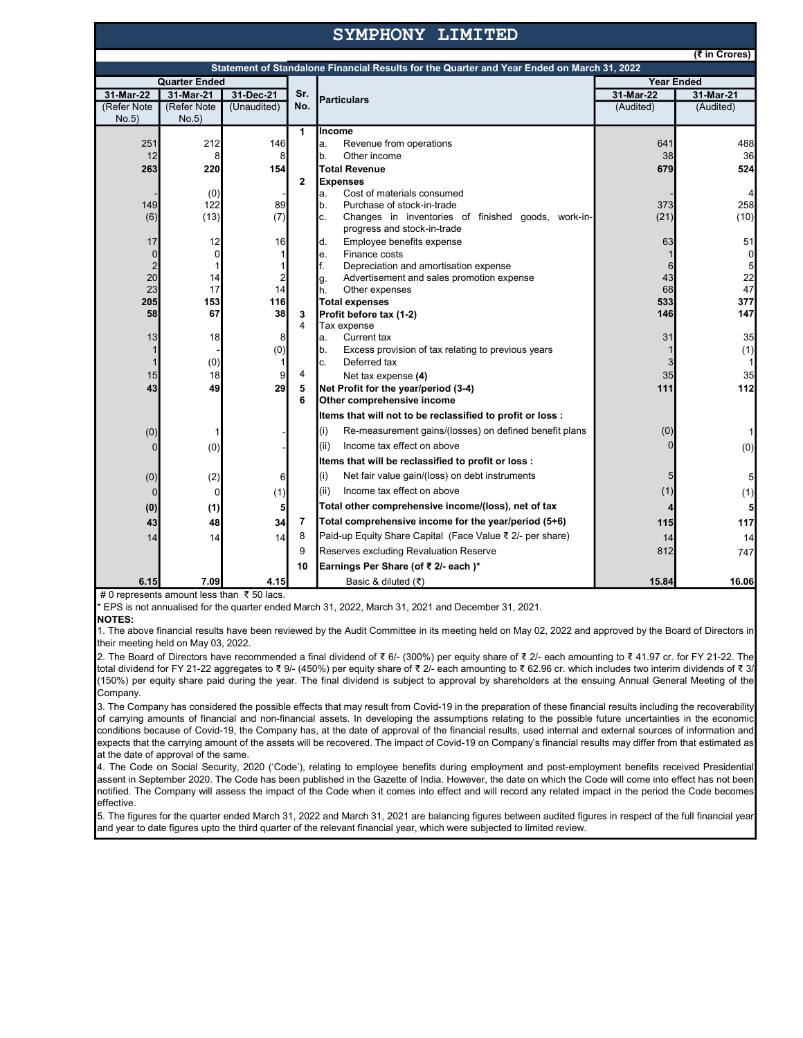# SYMPHONY LIMITED

(₹ in Crores)

**Statement of Standalone Financial Results for the Quarter and Year Ended on March 31, 2022**

| Quarter Ended | | | Sr. No. | Particulars | Year Ended | |
|---|---|---|---|---|---|---|
| 31-Mar-22 | 31-Mar-21 | 31-Dec-21 | | | 31-Mar-22 | 31-Mar-21 |
| (Refer Note No.5) | (Refer Note No.5) | (Unaudited) | | | (Audited) | (Audited) |
| | | | 1 | **Income** | | |
| 251 | 212 | 146 | | a. Revenue from operations | 641 | 488 |
| 12 | 8 | 8 | | b. Other income | 38 | 36 |
| **263** | **220** | **154** | | **Total Revenue** | **679** | **524** |
| | | | 2 | **Expenses** | | |
| - | (0) | - | | a. Cost of materials consumed | - | 4 |
| 149 | 122 | 89 | | b. Purchase of stock-in-trade | 373 | 258 |
| (6) | (13) | (7) | | c. Changes in inventories of finished goods, work-in-progress and stock-in-trade | (21) | (10) |
| 17 | 12 | 16 | | d. Employee benefits expense | 63 | 51 |
| 0 | 0 | 1 | | e. Finance costs | 1 | 0 |
| 2 | 1 | 1 | | f. Depreciation and amortisation expense | 6 | 5 |
| 20 | 14 | 2 | | g. Advertisement and sales promotion expense | 43 | 22 |
| 23 | 17 | 14 | | h. Other expenses | 68 | 47 |
| **205** | **153** | **116** | | **Total expenses** | **533** | **377** |
| **58** | **67** | **38** | 3 | **Profit before tax (1-2)** | **146** | **147** |
| | | | 4 | Tax expense | | |
| 13 | 18 | 8 | | a. Current tax | 31 | 35 |
| 1 | - | (0) | | b. Excess provision of tax relating to previous years | 1 | (1) |
| 1 | (0) | 1 | | c. Deferred tax | 3 | 1 |
| 15 | 18 | 9 | 4 | Net tax expense **(4)** | 35 | 35 |
| **43** | **49** | **29** | 5 | **Net Profit for the year/period (3-4)** | **111** | **112** |
| | | | 6 | **Other comprehensive income** | | |
| | | | | **Items that will not to be reclassified to profit or loss :** | | |
| (0) | 1 | - | | (i) Re-measurement gains/(losses) on defined benefit plans | (0) | 1 |
| 0 | (0) | - | | (ii) Income tax effect on above | 0 | (0) |
| | | | | **Items that will be reclassified to profit or loss :** | | |
| (0) | (2) | 6 | | (i) Net fair value gain/(loss) on debt instruments | 5 | 5 |
| 0 | 0 | (1) | | (ii) Income tax effect on above | (1) | (1) |
| **(0)** | **(1)** | **5** | | **Total other comprehensive income/(loss), net of tax** | **4** | **5** |
| **43** | **48** | **34** | 7 | **Total comprehensive income for the year/period (5+6)** | **115** | **117** |
| 14 | 14 | 14 | 8 | Paid-up Equity Share Capital (Face Value ₹ 2/- per share) | 14 | 14 |
| | | | 9 | Reserves excluding Revaluation Reserve | 812 | 747 |
| | | | 10 | **Earnings Per Share (of ₹ 2/- each )*** | | |
| **6.15** | **7.09** | **4.15** | | Basic & diluted (₹) | **15.84** | **16.06** |

# 0 represents amount less than ₹ 50 lacs.

* EPS is not annualised for the quarter ended March 31, 2022, March 31, 2021 and December 31, 2021.

**NOTES:**

1. The above financial results have been reviewed by the Audit Committee in its meeting held on May 02, 2022 and approved by the Board of Directors in their meeting held on May 03, 2022.

2. The Board of Directors have recommended a final dividend of ₹ 6/- (300%) per equity share of ₹ 2/- each amounting to ₹ 41.97 cr. for FY 21-22. The total dividend for FY 21-22 aggregates to ₹ 9/- (450%) per equity share of ₹ 2/- each amounting to ₹ 62.96 cr. which includes two interim dividends of ₹ 3/ (150%) per equity share paid during the year. The final dividend is subject to approval by shareholders at the ensuing Annual General Meeting of the Company.

3. The Company has considered the possible effects that may result from Covid-19 in the preparation of these financial results including the recoverability of carrying amounts of financial and non-financial assets. In developing the assumptions relating to the possible future uncertainties in the economic conditions because of Covid-19, the Company has, at the date of approval of the financial results, used internal and external sources of information and expects that the carrying amount of the assets will be recovered. The impact of Covid-19 on Company's financial results may differ from that estimated as at the date of approval of the same.

4. The Code on Social Security, 2020 ('Code'), relating to employee benefits during employment and post-employment benefits received Presidential assent in September 2020. The Code has been published in the Gazette of India. However, the date on which the Code will come into effect has not been notified. The Company will assess the impact of the Code when it comes into effect and will record any related impact in the period the Code becomes effective.

5. The figures for the quarter ended March 31, 2022 and March 31, 2021 are balancing figures between audited figures in respect of the full financial year and year to date figures upto the third quarter of the relevant financial year, which were subjected to limited review.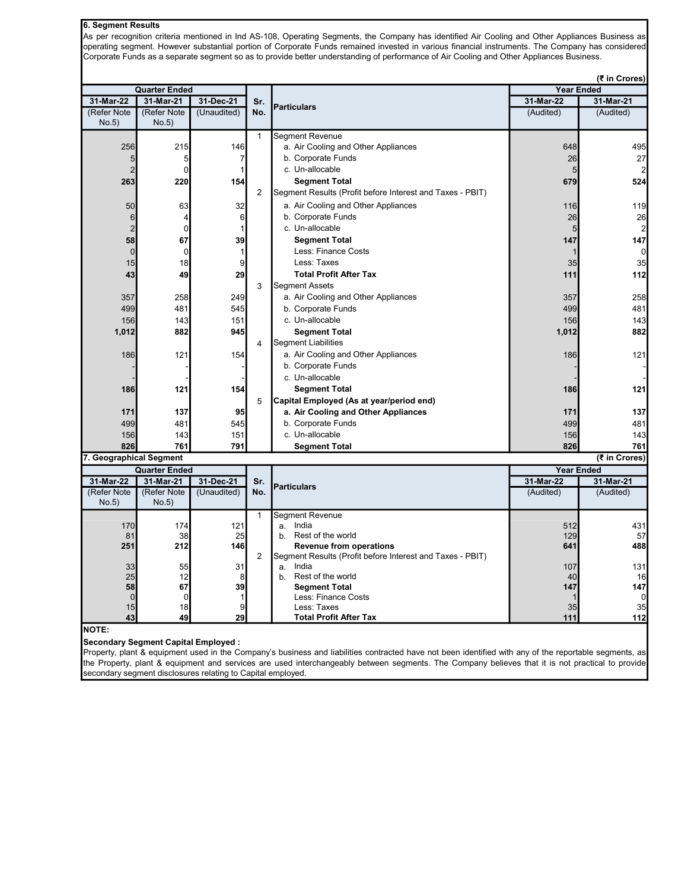## 6. Segment Results

As per recognition criteria mentioned in Ind AS-108, Operating Segments, the Company has identified Air Cooling and Other Appliances Business as operating segment. However substantial portion of Corporate Funds remained invested in various financial instruments. The Company has considered Corporate Funds as a separate segment so as to provide better understanding of performance of Air Cooling and Other Appliances Business.

(₹ in Crores)

| Quarter Ended | | | Sr. No. | Particulars | Year Ended | |
|---|---|---|---|---|---|---|
| 31-Mar-22 | 31-Mar-21 | 31-Dec-21 | | | 31-Mar-22 | 31-Mar-21 |
| (Refer Note No.5) | (Refer Note No.5) | (Unaudited) | | | (Audited) | (Audited) |
| | | | 1 | Segment Revenue | | |
| 256 | 215 | 146 | | a. Air Cooling and Other Appliances | 648 | 495 |
| 5 | 5 | 7 | | b. Corporate Funds | 26 | 27 |
| 2 | 0 | 1 | | c. Un-allocable | 5 | 2 |
| **263** | **220** | **154** | | **Segment Total** | **679** | **524** |
| | | | 2 | Segment Results (Profit before Interest and Taxes - PBIT) | | |
| 50 | 63 | 32 | | a. Air Cooling and Other Appliances | 116 | 119 |
| 6 | 4 | 6 | | b. Corporate Funds | 26 | 26 |
| 2 | 0 | 1 | | c. Un-allocable | 5 | 2 |
| **58** | **67** | **39** | | **Segment Total** | **147** | **147** |
| 0 | 0 | 1 | | Less: Finance Costs | 1 | 0 |
| 15 | 18 | 9 | | Less: Taxes | 35 | 35 |
| **43** | **49** | **29** | | **Total Profit After Tax** | **111** | **112** |
| | | | 3 | Segment Assets | | |
| 357 | 258 | 249 | | a. Air Cooling and Other Appliances | 357 | 258 |
| 499 | 481 | 545 | | b. Corporate Funds | 499 | 481 |
| 156 | 143 | 151 | | c. Un-allocable | 156 | 143 |
| **1,012** | **882** | **945** | | **Segment Total** | **1,012** | **882** |
| | | | 4 | Segment Liabilities | | |
| 186 | 121 | 154 | | a. Air Cooling and Other Appliances | 186 | 121 |
| - | - | - | | b. Corporate Funds | - | - |
| - | - | - | | c. Un-allocable | - | - |
| **186** | **121** | **154** | | **Segment Total** | **186** | **121** |
| | | | 5 | **Capital Employed (As at year/period end)** | | |
| **171** | **137** | **95** | | **a. Air Cooling and Other Appliances** | **171** | **137** |
| 499 | 481 | 545 | | b. Corporate Funds | 499 | 481 |
| 156 | 143 | 151 | | c. Un-allocable | 156 | 143 |
| **826** | **761** | **791** | | **Segment Total** | **826** | **761** |

## 7. Geographical Segment

(₹ in Crores)

| Quarter Ended | | | Sr. No. | Particulars | Year Ended | |
|---|---|---|---|---|---|---|
| 31-Mar-22 | 31-Mar-21 | 31-Dec-21 | | | 31-Mar-22 | 31-Mar-21 |
| (Refer Note No.5) | (Refer Note No.5) | (Unaudited) | | | (Audited) | (Audited) |
| | | | 1 | Segment Revenue | | |
| 170 | 174 | 121 | | a. India | 512 | 431 |
| 81 | 38 | 25 | | b. Rest of the world | 129 | 57 |
| **251** | **212** | **146** | | **Revenue from operations** | **641** | **488** |
| | | | 2 | Segment Results (Profit before Interest and Taxes - PBIT) | | |
| 33 | 55 | 31 | | a. India | 107 | 131 |
| 25 | 12 | 8 | | b. Rest of the world | 40 | 16 |
| **58** | **67** | **39** | | **Segment Total** | **147** | **147** |
| 0 | 0 | 1 | | Less: Finance Costs | 1 | 0 |
| 15 | 18 | 9 | | Less: Taxes | 35 | 35 |
| **43** | **49** | **29** | | **Total Profit After Tax** | **111** | **112** |

**NOTE:**

**Secondary Segment Capital Employed :**

Property, plant & equipment used in the Company's business and liabilities contracted have not been identified with any of the reportable segments, as the Property, plant & equipment and services are used interchangeably between segments. The Company believes that it is not practical to provide secondary segment disclosures relating to Capital employed.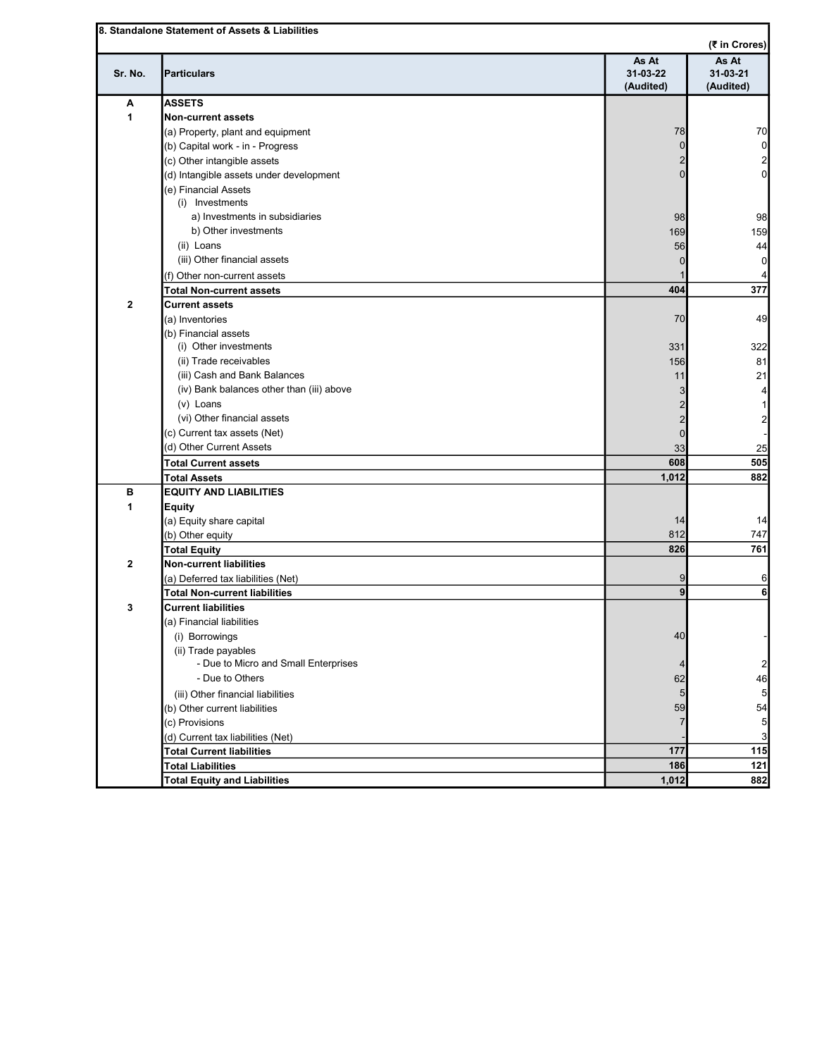## 8. Standalone Statement of Assets & Liabilities

(₹ in Crores)

| Sr. No. | Particulars | As At 31-03-22 (Audited) | As At 31-03-21 (Audited) |
|---|---|---|---|
| A | **ASSETS** | | |
| 1 | **Non-current assets** | | |
| | (a) Property, plant and equipment | 78 | 70 |
| | (b) Capital work - in - Progress | 0 | 0 |
| | (c) Other intangible assets | 2 | 2 |
| | (d) Intangible assets under development | 0 | 0 |
| | (e) Financial Assets | | |
| | (i) Investments | | |
| | a) Investments in subsidiaries | 98 | 98 |
| | b) Other investments | 169 | 159 |
| | (ii) Loans | 56 | 44 |
| | (iii) Other financial assets | 0 | 0 |
| | (f) Other non-current assets | 1 | 4 |
| | **Total Non-current assets** | **404** | **377** |
| 2 | **Current assets** | | |
| | (a) Inventories | 70 | 49 |
| | (b) Financial assets | | |
| | (i) Other investments | 331 | 322 |
| | (ii) Trade receivables | 156 | 81 |
| | (iii) Cash and Bank Balances | 11 | 21 |
| | (iv) Bank balances other than (iii) above | 3 | 4 |
| | (v) Loans | 2 | 1 |
| | (vi) Other financial assets | 2 | 2 |
| | (c) Current tax assets (Net) | 0 | - |
| | (d) Other Current Assets | 33 | 25 |
| | **Total Current assets** | **608** | **505** |
| | **Total Assets** | **1,012** | **882** |
| B | **EQUITY AND LIABILITIES** | | |
| 1 | **Equity** | | |
| | (a) Equity share capital | 14 | 14 |
| | (b) Other equity | 812 | 747 |
| | **Total Equity** | **826** | **761** |
| 2 | **Non-current liabilities** | | |
| | (a) Deferred tax liabilities (Net) | 9 | 6 |
| | **Total Non-current liabilities** | **9** | **6** |
| 3 | **Current liabilities** | | |
| | (a) Financial liabilities | | |
| | (i) Borrowings | 40 | - |
| | (ii) Trade payables | | |
| | - Due to Micro and Small Enterprises | 4 | 2 |
| | - Due to Others | 62 | 46 |
| | (iii) Other financial liabilities | 5 | 5 |
| | (b) Other current liabilities | 59 | 54 |
| | (c) Provisions | 7 | 5 |
| | (d) Current tax liabilities (Net) | - | 3 |
| | **Total Current liabilities** | **177** | **115** |
| | **Total Liabilities** | **186** | **121** |
| | **Total Equity and Liabilities** | **1,012** | **882** |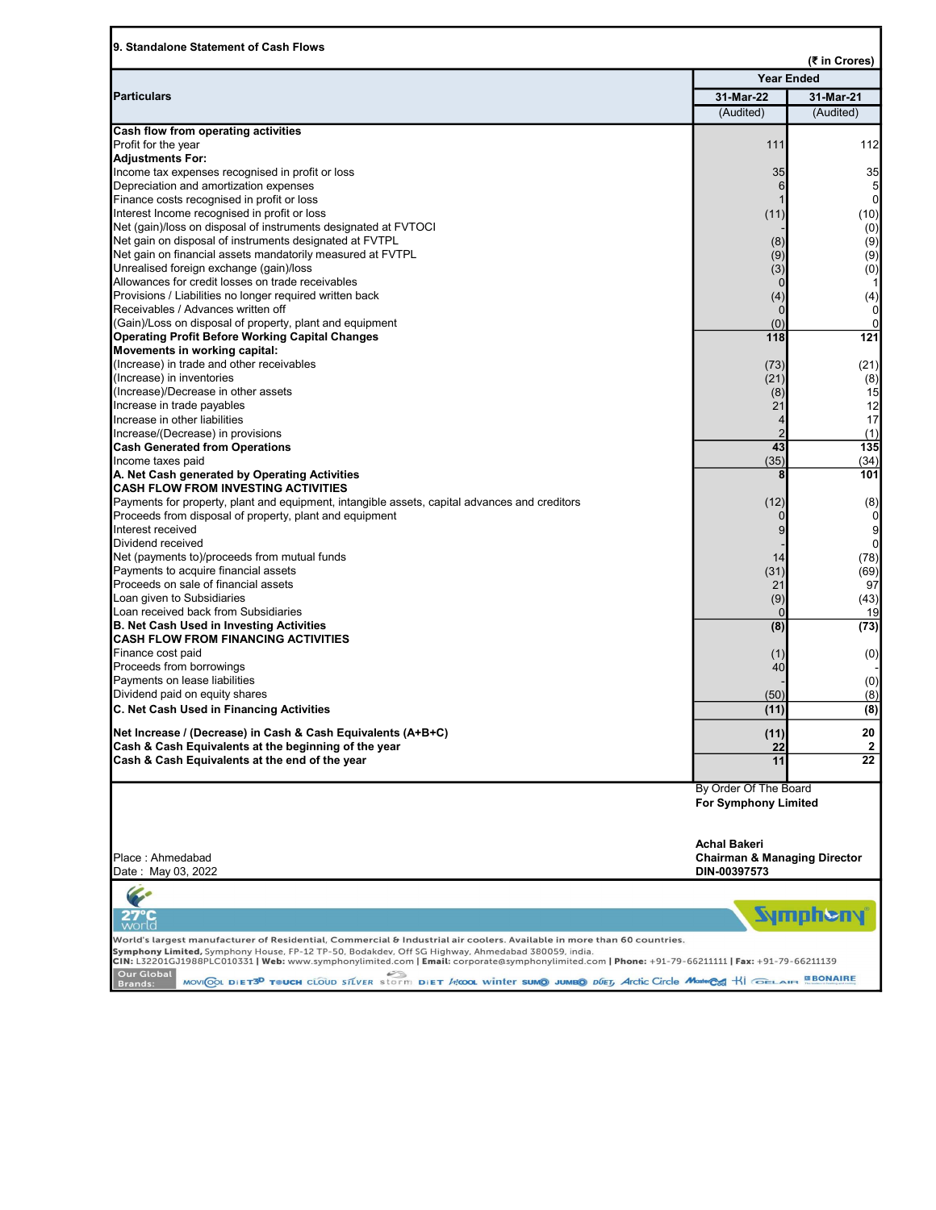## 9. Standalone Statement of Cash Flows

(₹ in Crores)

| Particulars | Year Ended | |
|---|---|---|
| | 31-Mar-22 | 31-Mar-21 |
| | (Audited) | (Audited) |
| **Cash flow from operating activities** | | |
| Profit for the year | 111 | 112 |
| **Adjustments For:** | | |
| Income tax expenses recognised in profit or loss | 35 | 35 |
| Depreciation and amortization expenses | 6 | 5 |
| Finance costs recognised in profit or loss | 1 | 0 |
| Interest Income recognised in profit or loss | (11) | (10) |
| Net (gain)/loss on disposal of instruments designated at FVTOCI | - | (0) |
| Net gain on disposal of instruments designated at FVTPL | (8) | (9) |
| Net gain on financial assets mandatorily measured at FVTPL | (9) | (9) |
| Unrealised foreign exchange (gain)/loss | (3) | (0) |
| Allowances for credit losses on trade receivables | 0 | 1 |
| Provisions / Liabilities no longer required written back | (4) | (4) |
| Receivables / Advances written off | 0 | 0 |
| (Gain)/Loss on disposal of property, plant and equipment | (0) | 0 |
| **Operating Profit Before Working Capital Changes** | **118** | **121** |
| **Movements in working capital:** | | |
| (Increase) in trade and other receivables | (73) | (21) |
| (Increase) in inventories | (21) | (8) |
| (Increase)/Decrease in other assets | (8) | 15 |
| Increase in trade payables | 21 | 12 |
| Increase in other liabilities | 4 | 17 |
| Increase/(Decrease) in provisions | 2 | (1) |
| **Cash Generated from Operations** | **43** | **135** |
| Income taxes paid | (35) | (34) |
| **A. Net Cash generated by Operating Activities** | **8** | **101** |
| **CASH FLOW FROM INVESTING ACTIVITIES** | | |
| Payments for property, plant and equipment, intangible assets, capital advances and creditors | (12) | (8) |
| Proceeds from disposal of property, plant and equipment | 0 | 0 |
| Interest received | 9 | 9 |
| Dividend received | - | 0 |
| Net (payments to)/proceeds from mutual funds | 14 | (78) |
| Payments to acquire financial assets | (31) | (69) |
| Proceeds on sale of financial assets | 21 | 97 |
| Loan given to Subsidiaries | (9) | (43) |
| Loan received back from Subsidiaries | 0 | 19 |
| **B. Net Cash Used in Investing Activities** | **(8)** | **(73)** |
| **CASH FLOW FROM FINANCING ACTIVITIES** | | |
| Finance cost paid | (1) | (0) |
| Proceeds from borrowings | 40 | - |
| Payments on lease liabilities | - | (0) |
| Dividend paid on equity shares | (50) | (8) |
| **C. Net Cash Used in Financing Activities** | **(11)** | **(8)** |
| **Net Increase / (Decrease) in Cash & Cash Equivalents (A+B+C)** | **(11)** | **20** |
| **Cash & Cash Equivalents at the beginning of the year** | **22** | **2** |
| **Cash & Cash Equivalents at the end of the year** | **11** | **22** |

By Order Of The Board
**For Symphony Limited**

**Achal Bakeri**
**Chairman & Managing Director**
**DIN-00397573**

Place : Ahmedabad
Date : May 03, 2022

27°C world

Symphony

World's largest manufacturer of Residential, Commercial & Industrial air coolers. Available in more than 60 countries.
**Symphony Limited,** Symphony House, FP-12 TP-50, Bodakdev, Off SG Highway, Ahmedabad 380059, india.
**CIN:** L32201GJ1988PLC010331 | **Web:** www.symphonylimited.com | **Email:** corporate@symphonylimited.com | **Phone:** +91-79-66211111 | **Fax:** +91-79-66211139

Our Global Brands: MOVICOOL DIET3D TOUCH CLOUD SILVER storm DIET HiCOOL winter SUMO JUMBO DUET Arctic Circle MasterCool KI GELAIR BONAIRE